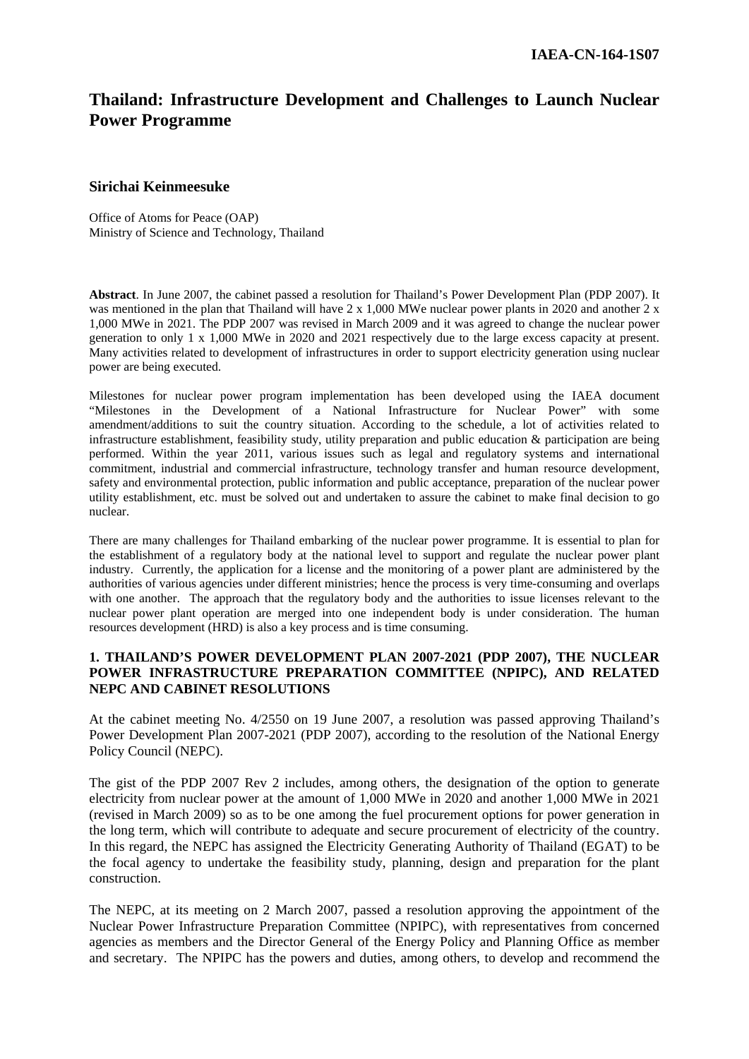IAEA-CN-164-1S07

# Thailand: Infrastructure Development and Challenges to Launch Nuclear Power Programme

**Sirichai Keinmeesuke**

Office of Atoms for Peace (OAP)
Ministry of Science and Technology, Thailand

**Abstract**. In June 2007, the cabinet passed a resolution for Thailand's Power Development Plan (PDP 2007). It was mentioned in the plan that Thailand will have 2 x 1,000 MWe nuclear power plants in 2020 and another 2 x 1,000 MWe in 2021. The PDP 2007 was revised in March 2009 and it was agreed to change the nuclear power generation to only 1 x 1,000 MWe in 2020 and 2021 respectively due to the large excess capacity at present. Many activities related to development of infrastructures in order to support electricity generation using nuclear power are being executed.

Milestones for nuclear power program implementation has been developed using the IAEA document "Milestones in the Development of a National Infrastructure for Nuclear Power" with some amendment/additions to suit the country situation. According to the schedule, a lot of activities related to infrastructure establishment, feasibility study, utility preparation and public education & participation are being performed. Within the year 2011, various issues such as legal and regulatory systems and international commitment, industrial and commercial infrastructure, technology transfer and human resource development, safety and environmental protection, public information and public acceptance, preparation of the nuclear power utility establishment, etc. must be solved out and undertaken to assure the cabinet to make final decision to go nuclear.

There are many challenges for Thailand embarking of the nuclear power programme. It is essential to plan for the establishment of a regulatory body at the national level to support and regulate the nuclear power plant industry. Currently, the application for a license and the monitoring of a power plant are administered by the authorities of various agencies under different ministries; hence the process is very time-consuming and overlaps with one another. The approach that the regulatory body and the authorities to issue licenses relevant to the nuclear power plant operation are merged into one independent body is under consideration. The human resources development (HRD) is also a key process and is time consuming.

## 1. THAILAND'S POWER DEVELOPMENT PLAN 2007-2021 (PDP 2007), THE NUCLEAR POWER INFRASTRUCTURE PREPARATION COMMITTEE (NPIPC), AND RELATED NEPC AND CABINET RESOLUTIONS

At the cabinet meeting No. 4/2550 on 19 June 2007, a resolution was passed approving Thailand's Power Development Plan 2007-2021 (PDP 2007), according to the resolution of the National Energy Policy Council (NEPC).

The gist of the PDP 2007 Rev 2 includes, among others, the designation of the option to generate electricity from nuclear power at the amount of 1,000 MWe in 2020 and another 1,000 MWe in 2021 (revised in March 2009) so as to be one among the fuel procurement options for power generation in the long term, which will contribute to adequate and secure procurement of electricity of the country. In this regard, the NEPC has assigned the Electricity Generating Authority of Thailand (EGAT) to be the focal agency to undertake the feasibility study, planning, design and preparation for the plant construction.

The NEPC, at its meeting on 2 March 2007, passed a resolution approving the appointment of the Nuclear Power Infrastructure Preparation Committee (NPIPC), with representatives from concerned agencies as members and the Director General of the Energy Policy and Planning Office as member and secretary. The NPIPC has the powers and duties, among others, to develop and recommend the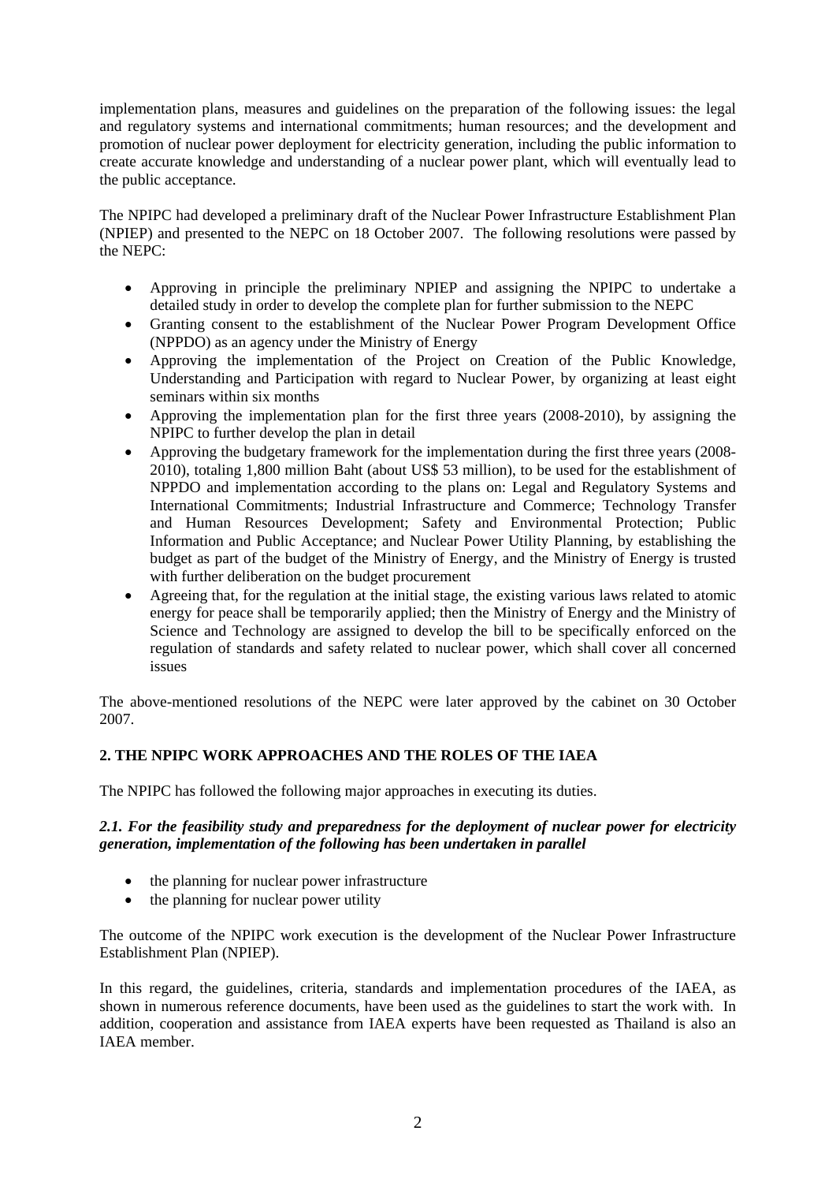implementation plans, measures and guidelines on the preparation of the following issues: the legal and regulatory systems and international commitments; human resources; and the development and promotion of nuclear power deployment for electricity generation, including the public information to create accurate knowledge and understanding of a nuclear power plant, which will eventually lead to the public acceptance.

The NPIPC had developed a preliminary draft of the Nuclear Power Infrastructure Establishment Plan (NPIEP) and presented to the NEPC on 18 October 2007. The following resolutions were passed by the NEPC:

- Approving in principle the preliminary NPIEP and assigning the NPIPC to undertake a detailed study in order to develop the complete plan for further submission to the NEPC
- Granting consent to the establishment of the Nuclear Power Program Development Office (NPPDO) as an agency under the Ministry of Energy
- Approving the implementation of the Project on Creation of the Public Knowledge, Understanding and Participation with regard to Nuclear Power, by organizing at least eight seminars within six months
- Approving the implementation plan for the first three years (2008-2010), by assigning the NPIPC to further develop the plan in detail
- Approving the budgetary framework for the implementation during the first three years (2008-2010), totaling 1,800 million Baht (about US$ 53 million), to be used for the establishment of NPPDO and implementation according to the plans on: Legal and Regulatory Systems and International Commitments; Industrial Infrastructure and Commerce; Technology Transfer and Human Resources Development; Safety and Environmental Protection; Public Information and Public Acceptance; and Nuclear Power Utility Planning, by establishing the budget as part of the budget of the Ministry of Energy, and the Ministry of Energy is trusted with further deliberation on the budget procurement
- Agreeing that, for the regulation at the initial stage, the existing various laws related to atomic energy for peace shall be temporarily applied; then the Ministry of Energy and the Ministry of Science and Technology are assigned to develop the bill to be specifically enforced on the regulation of standards and safety related to nuclear power, which shall cover all concerned issues

The above-mentioned resolutions of the NEPC were later approved by the cabinet on 30 October 2007.

## 2. THE NPIPC WORK APPROACHES AND THE ROLES OF THE IAEA

The NPIPC has followed the following major approaches in executing its duties.

### *2.1. For the feasibility study and preparedness for the deployment of nuclear power for electricity generation, implementation of the following has been undertaken in parallel*

- the planning for nuclear power infrastructure
- the planning for nuclear power utility

The outcome of the NPIPC work execution is the development of the Nuclear Power Infrastructure Establishment Plan (NPIEP).

In this regard, the guidelines, criteria, standards and implementation procedures of the IAEA, as shown in numerous reference documents, have been used as the guidelines to start the work with. In addition, cooperation and assistance from IAEA experts have been requested as Thailand is also an IAEA member.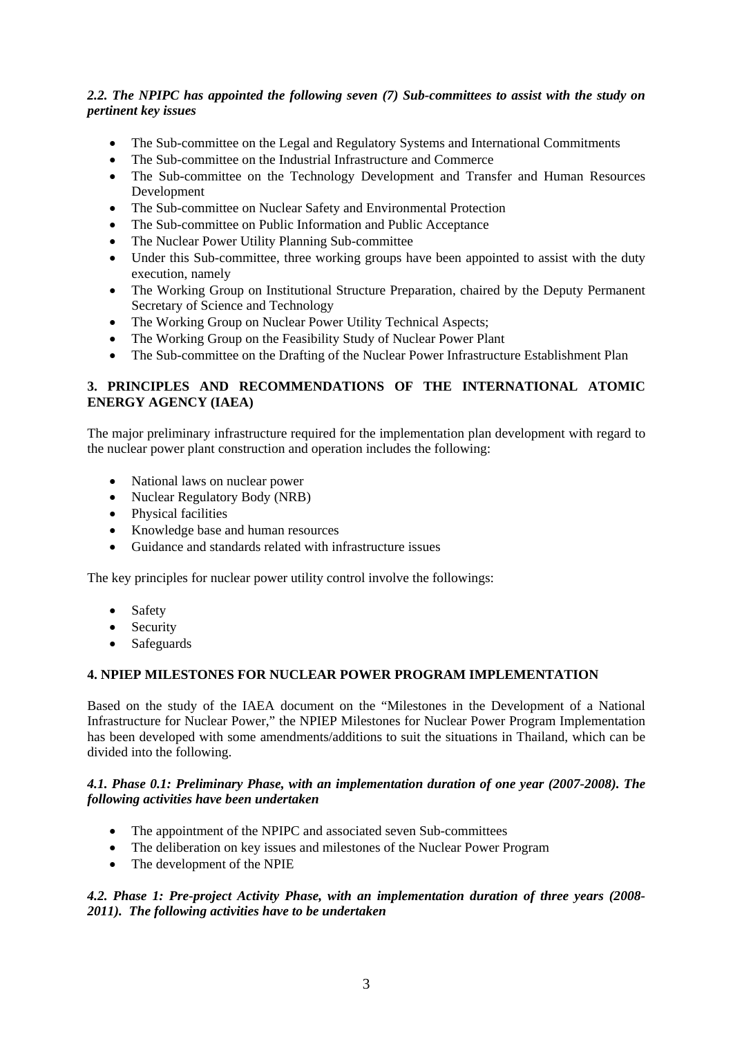### *2.2. The NPIPC has appointed the following seven (7) Sub-committees to assist with the study on pertinent key issues*

- The Sub-committee on the Legal and Regulatory Systems and International Commitments
- The Sub-committee on the Industrial Infrastructure and Commerce
- The Sub-committee on the Technology Development and Transfer and Human Resources Development
- The Sub-committee on Nuclear Safety and Environmental Protection
- The Sub-committee on Public Information and Public Acceptance
- The Nuclear Power Utility Planning Sub-committee
- Under this Sub-committee, three working groups have been appointed to assist with the duty execution, namely
- The Working Group on Institutional Structure Preparation, chaired by the Deputy Permanent Secretary of Science and Technology
- The Working Group on Nuclear Power Utility Technical Aspects;
- The Working Group on the Feasibility Study of Nuclear Power Plant
- The Sub-committee on the Drafting of the Nuclear Power Infrastructure Establishment Plan

## 3. PRINCIPLES AND RECOMMENDATIONS OF THE INTERNATIONAL ATOMIC ENERGY AGENCY (IAEA)

The major preliminary infrastructure required for the implementation plan development with regard to the nuclear power plant construction and operation includes the following:

- National laws on nuclear power
- Nuclear Regulatory Body (NRB)
- Physical facilities
- Knowledge base and human resources
- Guidance and standards related with infrastructure issues

The key principles for nuclear power utility control involve the followings:

- Safety
- Security
- Safeguards

## 4. NPIEP MILESTONES FOR NUCLEAR POWER PROGRAM IMPLEMENTATION

Based on the study of the IAEA document on the "Milestones in the Development of a National Infrastructure for Nuclear Power," the NPIEP Milestones for Nuclear Power Program Implementation has been developed with some amendments/additions to suit the situations in Thailand, which can be divided into the following.

### *4.1. Phase 0.1: Preliminary Phase, with an implementation duration of one year (2007-2008). The following activities have been undertaken*

- The appointment of the NPIPC and associated seven Sub-committees
- The deliberation on key issues and milestones of the Nuclear Power Program
- The development of the NPIE

### *4.2. Phase 1: Pre-project Activity Phase, with an implementation duration of three years (2008-2011). The following activities have to be undertaken*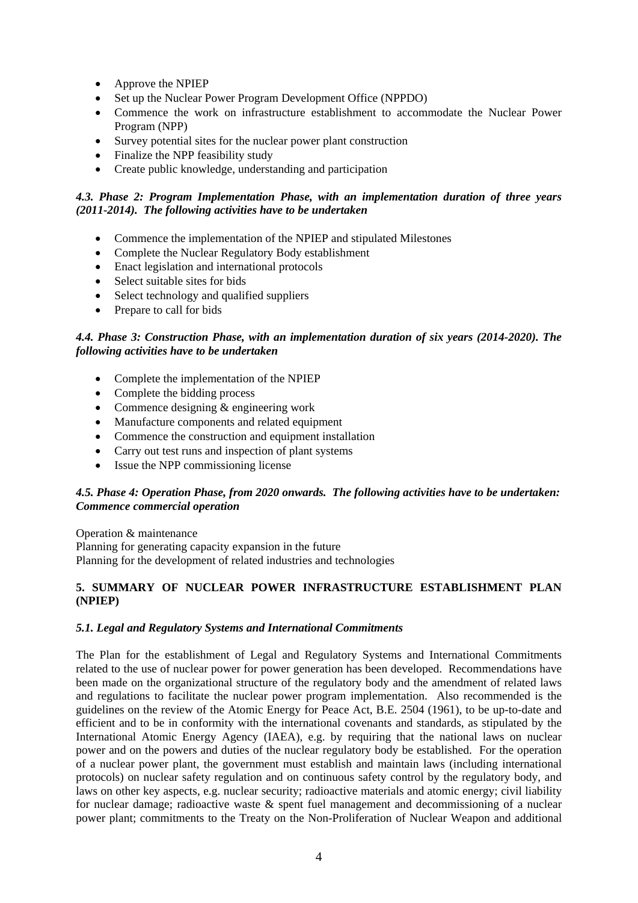- Approve the NPIEP
- Set up the Nuclear Power Program Development Office (NPPDO)
- Commence the work on infrastructure establishment to accommodate the Nuclear Power Program (NPP)
- Survey potential sites for the nuclear power plant construction
- Finalize the NPP feasibility study
- Create public knowledge, understanding and participation

#### *4.3. Phase 2: Program Implementation Phase, with an implementation duration of three years (2011-2014). The following activities have to be undertaken*

- Commence the implementation of the NPIEP and stipulated Milestones
- Complete the Nuclear Regulatory Body establishment
- Enact legislation and international protocols
- Select suitable sites for bids
- Select technology and qualified suppliers
- Prepare to call for bids

#### *4.4. Phase 3: Construction Phase, with an implementation duration of six years (2014-2020). The following activities have to be undertaken*

- Complete the implementation of the NPIEP
- Complete the bidding process
- Commence designing & engineering work
- Manufacture components and related equipment
- Commence the construction and equipment installation
- Carry out test runs and inspection of plant systems
- Issue the NPP commissioning license

#### *4.5. Phase 4: Operation Phase, from 2020 onwards. The following activities have to be undertaken: Commence commercial operation*

Operation & maintenance
Planning for generating capacity expansion in the future
Planning for the development of related industries and technologies

## 5. SUMMARY OF NUCLEAR POWER INFRASTRUCTURE ESTABLISHMENT PLAN (NPIEP)

### *5.1. Legal and Regulatory Systems and International Commitments*

The Plan for the establishment of Legal and Regulatory Systems and International Commitments related to the use of nuclear power for power generation has been developed. Recommendations have been made on the organizational structure of the regulatory body and the amendment of related laws and regulations to facilitate the nuclear power program implementation. Also recommended is the guidelines on the review of the Atomic Energy for Peace Act, B.E. 2504 (1961), to be up-to-date and efficient and to be in conformity with the international covenants and standards, as stipulated by the International Atomic Energy Agency (IAEA), e.g. by requiring that the national laws on nuclear power and on the powers and duties of the nuclear regulatory body be established. For the operation of a nuclear power plant, the government must establish and maintain laws (including international protocols) on nuclear safety regulation and on continuous safety control by the regulatory body, and laws on other key aspects, e.g. nuclear security; radioactive materials and atomic energy; civil liability for nuclear damage; radioactive waste & spent fuel management and decommissioning of a nuclear power plant; commitments to the Treaty on the Non-Proliferation of Nuclear Weapon and additional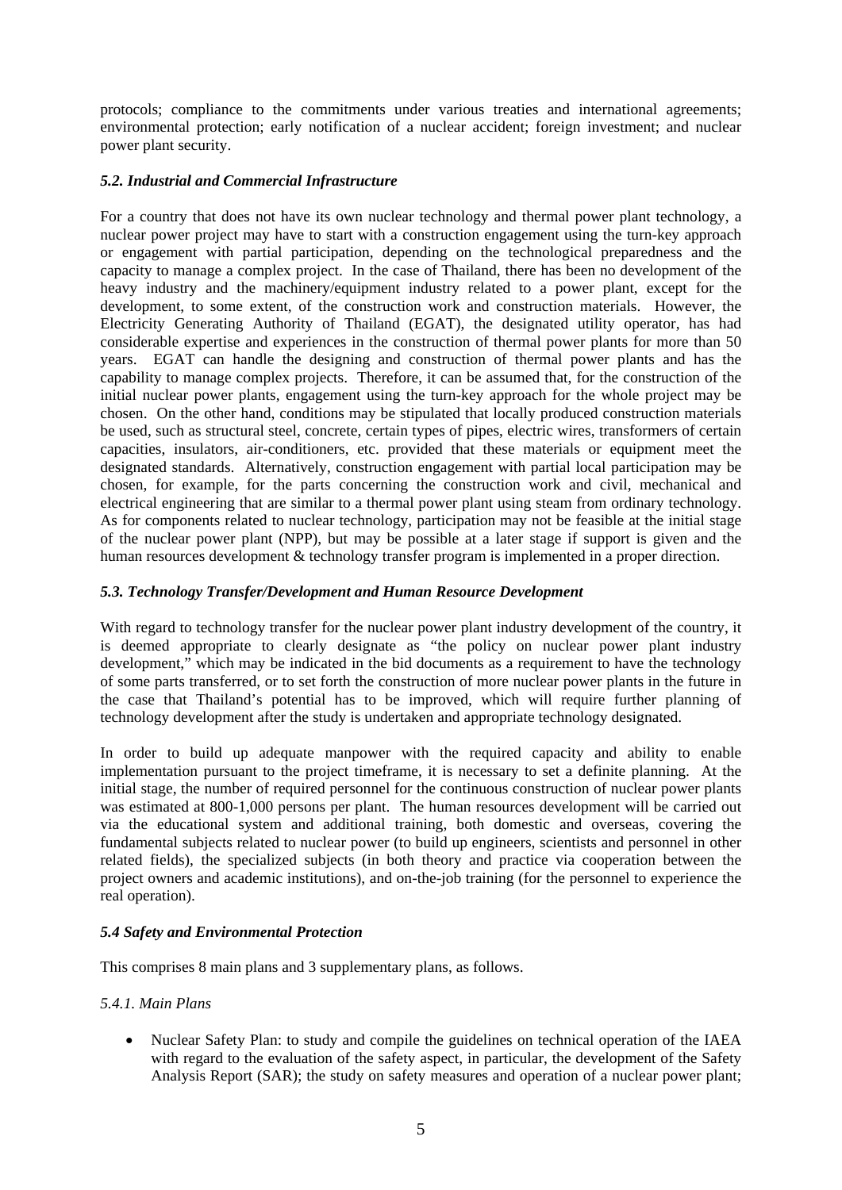protocols; compliance to the commitments under various treaties and international agreements; environmental protection; early notification of a nuclear accident; foreign investment; and nuclear power plant security.

### *5.2. Industrial and Commercial Infrastructure*

For a country that does not have its own nuclear technology and thermal power plant technology, a nuclear power project may have to start with a construction engagement using the turn-key approach or engagement with partial participation, depending on the technological preparedness and the capacity to manage a complex project. In the case of Thailand, there has been no development of the heavy industry and the machinery/equipment industry related to a power plant, except for the development, to some extent, of the construction work and construction materials. However, the Electricity Generating Authority of Thailand (EGAT), the designated utility operator, has had considerable expertise and experiences in the construction of thermal power plants for more than 50 years. EGAT can handle the designing and construction of thermal power plants and has the capability to manage complex projects. Therefore, it can be assumed that, for the construction of the initial nuclear power plants, engagement using the turn-key approach for the whole project may be chosen. On the other hand, conditions may be stipulated that locally produced construction materials be used, such as structural steel, concrete, certain types of pipes, electric wires, transformers of certain capacities, insulators, air-conditioners, etc. provided that these materials or equipment meet the designated standards. Alternatively, construction engagement with partial local participation may be chosen, for example, for the parts concerning the construction work and civil, mechanical and electrical engineering that are similar to a thermal power plant using steam from ordinary technology. As for components related to nuclear technology, participation may not be feasible at the initial stage of the nuclear power plant (NPP), but may be possible at a later stage if support is given and the human resources development & technology transfer program is implemented in a proper direction.

### *5.3. Technology Transfer/Development and Human Resource Development*

With regard to technology transfer for the nuclear power plant industry development of the country, it is deemed appropriate to clearly designate as "the policy on nuclear power plant industry development," which may be indicated in the bid documents as a requirement to have the technology of some parts transferred, or to set forth the construction of more nuclear power plants in the future in the case that Thailand's potential has to be improved, which will require further planning of technology development after the study is undertaken and appropriate technology designated.

In order to build up adequate manpower with the required capacity and ability to enable implementation pursuant to the project timeframe, it is necessary to set a definite planning. At the initial stage, the number of required personnel for the continuous construction of nuclear power plants was estimated at 800-1,000 persons per plant. The human resources development will be carried out via the educational system and additional training, both domestic and overseas, covering the fundamental subjects related to nuclear power (to build up engineers, scientists and personnel in other related fields), the specialized subjects (in both theory and practice via cooperation between the project owners and academic institutions), and on-the-job training (for the personnel to experience the real operation).

### *5.4 Safety and Environmental Protection*

This comprises 8 main plans and 3 supplementary plans, as follows.

#### *5.4.1. Main Plans*

- Nuclear Safety Plan: to study and compile the guidelines on technical operation of the IAEA with regard to the evaluation of the safety aspect, in particular, the development of the Safety Analysis Report (SAR); the study on safety measures and operation of a nuclear power plant;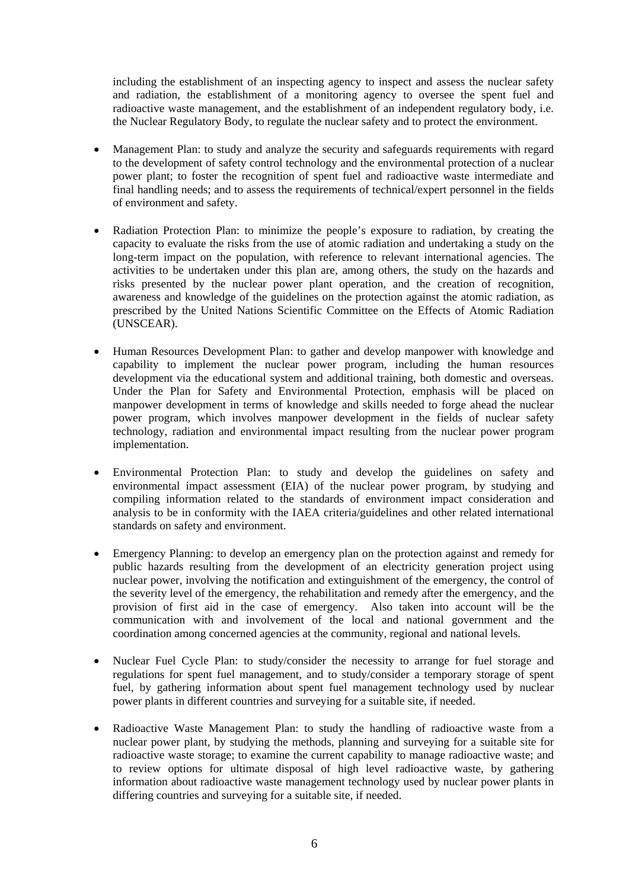including the establishment of an inspecting agency to inspect and assess the nuclear safety and radiation, the establishment of a monitoring agency to oversee the spent fuel and radioactive waste management, and the establishment of an independent regulatory body, i.e. the Nuclear Regulatory Body, to regulate the nuclear safety and to protect the environment.

- Management Plan: to study and analyze the security and safeguards requirements with regard to the development of safety control technology and the environmental protection of a nuclear power plant; to foster the recognition of spent fuel and radioactive waste intermediate and final handling needs; and to assess the requirements of technical/expert personnel in the fields of environment and safety.

- Radiation Protection Plan: to minimize the people's exposure to radiation, by creating the capacity to evaluate the risks from the use of atomic radiation and undertaking a study on the long-term impact on the population, with reference to relevant international agencies. The activities to be undertaken under this plan are, among others, the study on the hazards and risks presented by the nuclear power plant operation, and the creation of recognition, awareness and knowledge of the guidelines on the protection against the atomic radiation, as prescribed by the United Nations Scientific Committee on the Effects of Atomic Radiation (UNSCEAR).

- Human Resources Development Plan: to gather and develop manpower with knowledge and capability to implement the nuclear power program, including the human resources development via the educational system and additional training, both domestic and overseas. Under the Plan for Safety and Environmental Protection, emphasis will be placed on manpower development in terms of knowledge and skills needed to forge ahead the nuclear power program, which involves manpower development in the fields of nuclear safety technology, radiation and environmental impact resulting from the nuclear power program implementation.

- Environmental Protection Plan: to study and develop the guidelines on safety and environmental impact assessment (EIA) of the nuclear power program, by studying and compiling information related to the standards of environment impact consideration and analysis to be in conformity with the IAEA criteria/guidelines and other related international standards on safety and environment.

- Emergency Planning: to develop an emergency plan on the protection against and remedy for public hazards resulting from the development of an electricity generation project using nuclear power, involving the notification and extinguishment of the emergency, the control of the severity level of the emergency, the rehabilitation and remedy after the emergency, and the provision of first aid in the case of emergency. Also taken into account will be the communication with and involvement of the local and national government and the coordination among concerned agencies at the community, regional and national levels.

- Nuclear Fuel Cycle Plan: to study/consider the necessity to arrange for fuel storage and regulations for spent fuel management, and to study/consider a temporary storage of spent fuel, by gathering information about spent fuel management technology used by nuclear power plants in different countries and surveying for a suitable site, if needed.

- Radioactive Waste Management Plan: to study the handling of radioactive waste from a nuclear power plant, by studying the methods, planning and surveying for a suitable site for radioactive waste storage; to examine the current capability to manage radioactive waste; and to review options for ultimate disposal of high level radioactive waste, by gathering information about radioactive waste management technology used by nuclear power plants in differing countries and surveying for a suitable site, if needed.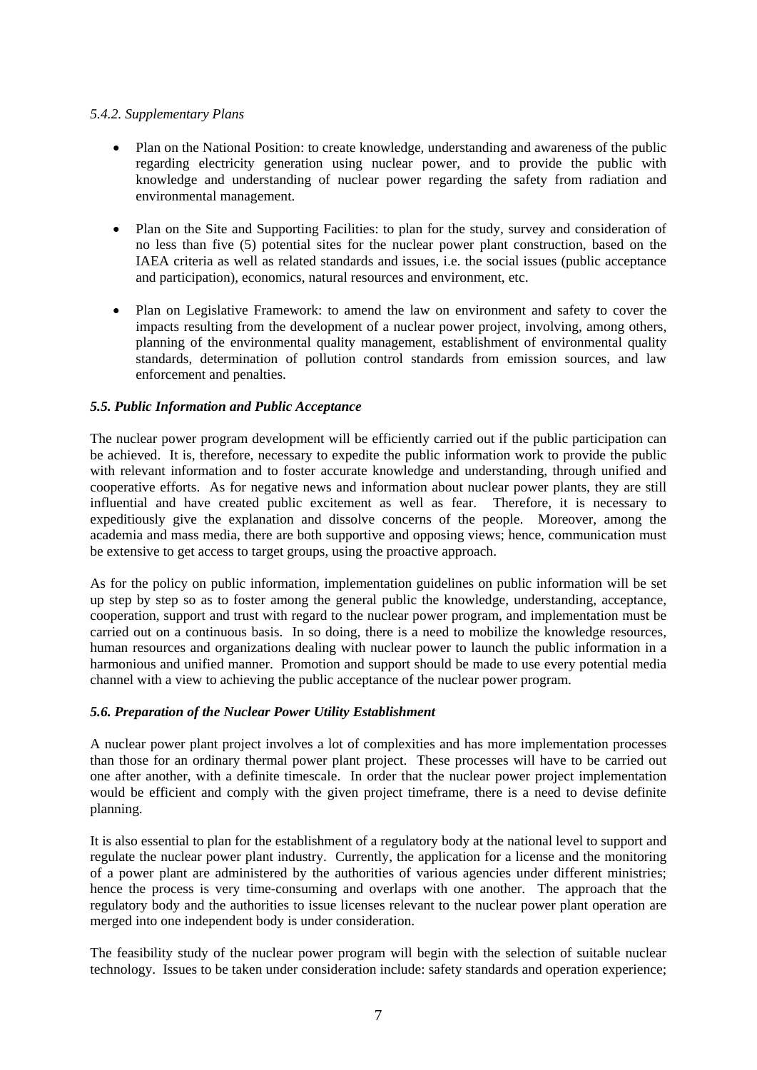#### *5.4.2. Supplementary Plans*

- Plan on the National Position: to create knowledge, understanding and awareness of the public regarding electricity generation using nuclear power, and to provide the public with knowledge and understanding of nuclear power regarding the safety from radiation and environmental management.

- Plan on the Site and Supporting Facilities: to plan for the study, survey and consideration of no less than five (5) potential sites for the nuclear power plant construction, based on the IAEA criteria as well as related standards and issues, i.e. the social issues (public acceptance and participation), economics, natural resources and environment, etc.

- Plan on Legislative Framework: to amend the law on environment and safety to cover the impacts resulting from the development of a nuclear power project, involving, among others, planning of the environmental quality management, establishment of environmental quality standards, determination of pollution control standards from emission sources, and law enforcement and penalties.

### ***5.5. Public Information and Public Acceptance***

The nuclear power program development will be efficiently carried out if the public participation can be achieved. It is, therefore, necessary to expedite the public information work to provide the public with relevant information and to foster accurate knowledge and understanding, through unified and cooperative efforts. As for negative news and information about nuclear power plants, they are still influential and have created public excitement as well as fear. Therefore, it is necessary to expeditiously give the explanation and dissolve concerns of the people. Moreover, among the academia and mass media, there are both supportive and opposing views; hence, communication must be extensive to get access to target groups, using the proactive approach.

As for the policy on public information, implementation guidelines on public information will be set up step by step so as to foster among the general public the knowledge, understanding, acceptance, cooperation, support and trust with regard to the nuclear power program, and implementation must be carried out on a continuous basis. In so doing, there is a need to mobilize the knowledge resources, human resources and organizations dealing with nuclear power to launch the public information in a harmonious and unified manner. Promotion and support should be made to use every potential media channel with a view to achieving the public acceptance of the nuclear power program.

### ***5.6. Preparation of the Nuclear Power Utility Establishment***

A nuclear power plant project involves a lot of complexities and has more implementation processes than those for an ordinary thermal power plant project. These processes will have to be carried out one after another, with a definite timescale. In order that the nuclear power project implementation would be efficient and comply with the given project timeframe, there is a need to devise definite planning.

It is also essential to plan for the establishment of a regulatory body at the national level to support and regulate the nuclear power plant industry. Currently, the application for a license and the monitoring of a power plant are administered by the authorities of various agencies under different ministries; hence the process is very time-consuming and overlaps with one another. The approach that the regulatory body and the authorities to issue licenses relevant to the nuclear power plant operation are merged into one independent body is under consideration.

The feasibility study of the nuclear power program will begin with the selection of suitable nuclear technology. Issues to be taken under consideration include: safety standards and operation experience;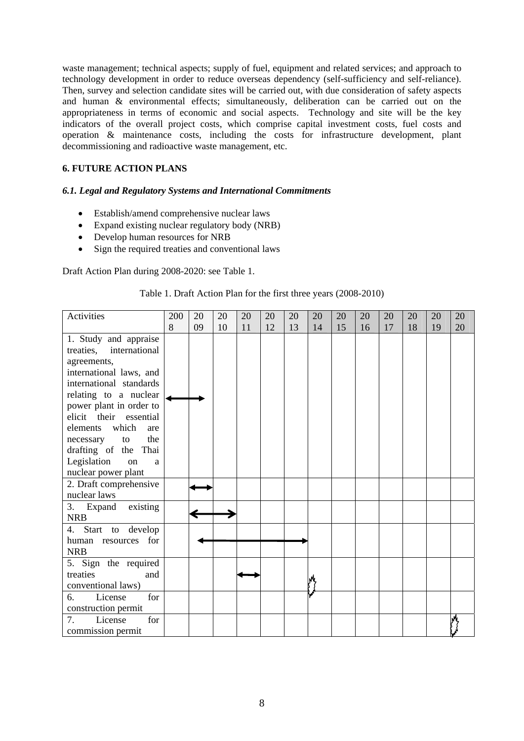waste management; technical aspects; supply of fuel, equipment and related services; and approach to technology development in order to reduce overseas dependency (self-sufficiency and self-reliance). Then, survey and selection candidate sites will be carried out, with due consideration of safety aspects and human & environmental effects; simultaneously, deliberation can be carried out on the appropriateness in terms of economic and social aspects. Technology and site will be the key indicators of the overall project costs, which comprise capital investment costs, fuel costs and operation & maintenance costs, including the costs for infrastructure development, plant decommissioning and radioactive waste management, etc.

## 6. FUTURE ACTION PLANS

### *6.1. Legal and Regulatory Systems and International Commitments*

- Establish/amend comprehensive nuclear laws
- Expand existing nuclear regulatory body (NRB)
- Develop human resources for NRB
- Sign the required treaties and conventional laws

Draft Action Plan during 2008-2020: see Table 1.

Table 1. Draft Action Plan for the first three years (2008-2010)

| Activities | 2008 | 2009 | 2010 | 2011 | 2012 | 2013 | 2014 | 2015 | 2016 | 2017 | 2018 | 2019 | 2020 |
|---|---|---|---|---|---|---|---|---|---|---|---|---|---|
| 1. Study and appraise treaties, international agreements, international laws, and international standards relating to a nuclear power plant in order to elicit their essential elements which are necessary to the drafting of the Thai Legislation on a nuclear power plant | ⟷ | ⟷ | | | | | | | | | | | |
| 2. Draft comprehensive nuclear laws | | ⟷ | | | | | | | | | | | |
| 3. Expand existing NRB | | ⟷ | ⟷ | | | | | | | | | | |
| 4. Start to develop human resources for NRB | | ⟷ | ⟷ | ⟷ | ⟷ | ⟷ | | | | | | | |
| 5. Sign the required treaties and conventional laws) | | | | ⟷ | | | | | | | | | |
| 6. License for construction permit | | | | | | | ✱ | | | | | | |
| 7. License for commission permit | | | | | | | | | | | | | ✱ |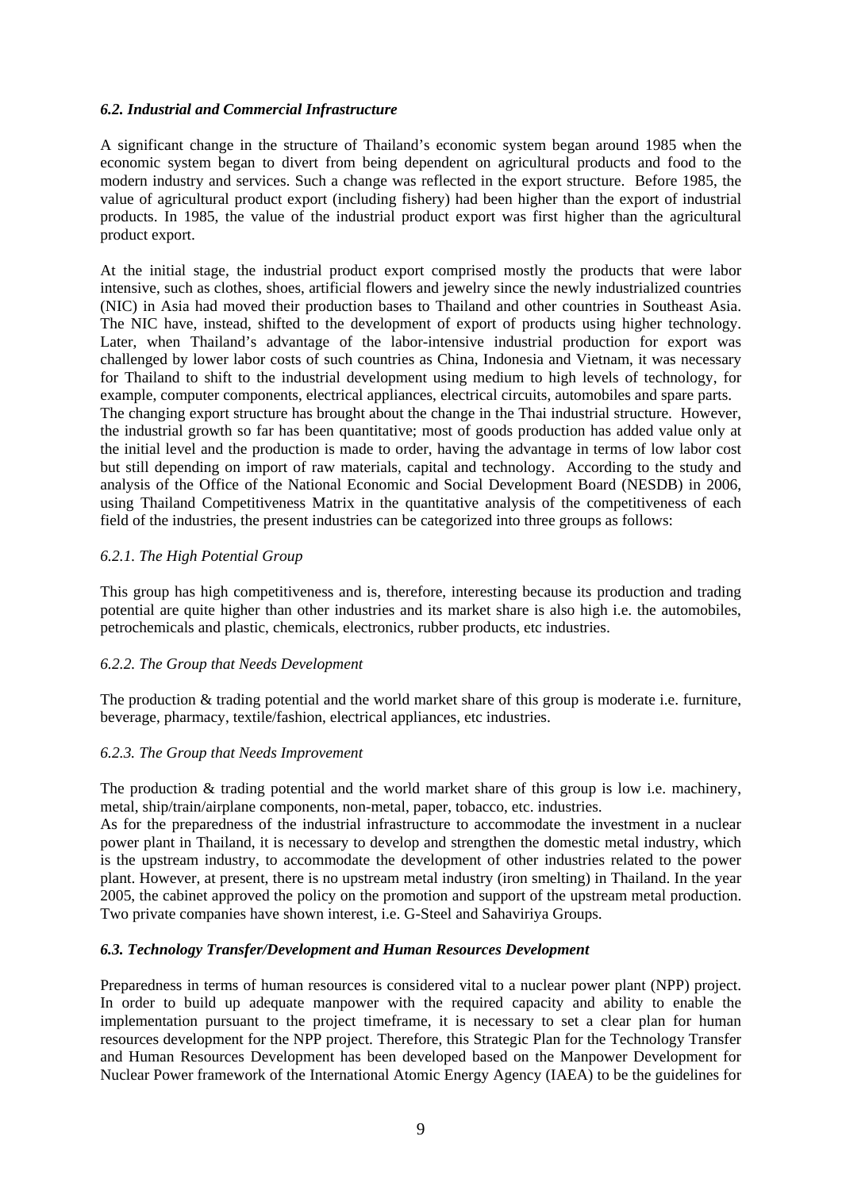### *6.2. Industrial and Commercial Infrastructure*

A significant change in the structure of Thailand's economic system began around 1985 when the economic system began to divert from being dependent on agricultural products and food to the modern industry and services. Such a change was reflected in the export structure. Before 1985, the value of agricultural product export (including fishery) had been higher than the export of industrial products. In 1985, the value of the industrial product export was first higher than the agricultural product export.

At the initial stage, the industrial product export comprised mostly the products that were labor intensive, such as clothes, shoes, artificial flowers and jewelry since the newly industrialized countries (NIC) in Asia had moved their production bases to Thailand and other countries in Southeast Asia. The NIC have, instead, shifted to the development of export of products using higher technology. Later, when Thailand's advantage of the labor-intensive industrial production for export was challenged by lower labor costs of such countries as China, Indonesia and Vietnam, it was necessary for Thailand to shift to the industrial development using medium to high levels of technology, for example, computer components, electrical appliances, electrical circuits, automobiles and spare parts.
The changing export structure has brought about the change in the Thai industrial structure. However, the industrial growth so far has been quantitative; most of goods production has added value only at the initial level and the production is made to order, having the advantage in terms of low labor cost but still depending on import of raw materials, capital and technology. According to the study and analysis of the Office of the National Economic and Social Development Board (NESDB) in 2006, using Thailand Competitiveness Matrix in the quantitative analysis of the competitiveness of each field of the industries, the present industries can be categorized into three groups as follows:

#### *6.2.1. The High Potential Group*

This group has high competitiveness and is, therefore, interesting because its production and trading potential are quite higher than other industries and its market share is also high i.e. the automobiles, petrochemicals and plastic, chemicals, electronics, rubber products, etc industries.

#### *6.2.2. The Group that Needs Development*

The production & trading potential and the world market share of this group is moderate i.e. furniture, beverage, pharmacy, textile/fashion, electrical appliances, etc industries.

#### *6.2.3. The Group that Needs Improvement*

The production & trading potential and the world market share of this group is low i.e. machinery, metal, ship/train/airplane components, non-metal, paper, tobacco, etc. industries.
As for the preparedness of the industrial infrastructure to accommodate the investment in a nuclear power plant in Thailand, it is necessary to develop and strengthen the domestic metal industry, which is the upstream industry, to accommodate the development of other industries related to the power plant. However, at present, there is no upstream metal industry (iron smelting) in Thailand. In the year 2005, the cabinet approved the policy on the promotion and support of the upstream metal production. Two private companies have shown interest, i.e. G-Steel and Sahaviriya Groups.

### *6.3. Technology Transfer/Development and Human Resources Development*

Preparedness in terms of human resources is considered vital to a nuclear power plant (NPP) project. In order to build up adequate manpower with the required capacity and ability to enable the implementation pursuant to the project timeframe, it is necessary to set a clear plan for human resources development for the NPP project. Therefore, this Strategic Plan for the Technology Transfer and Human Resources Development has been developed based on the Manpower Development for Nuclear Power framework of the International Atomic Energy Agency (IAEA) to be the guidelines for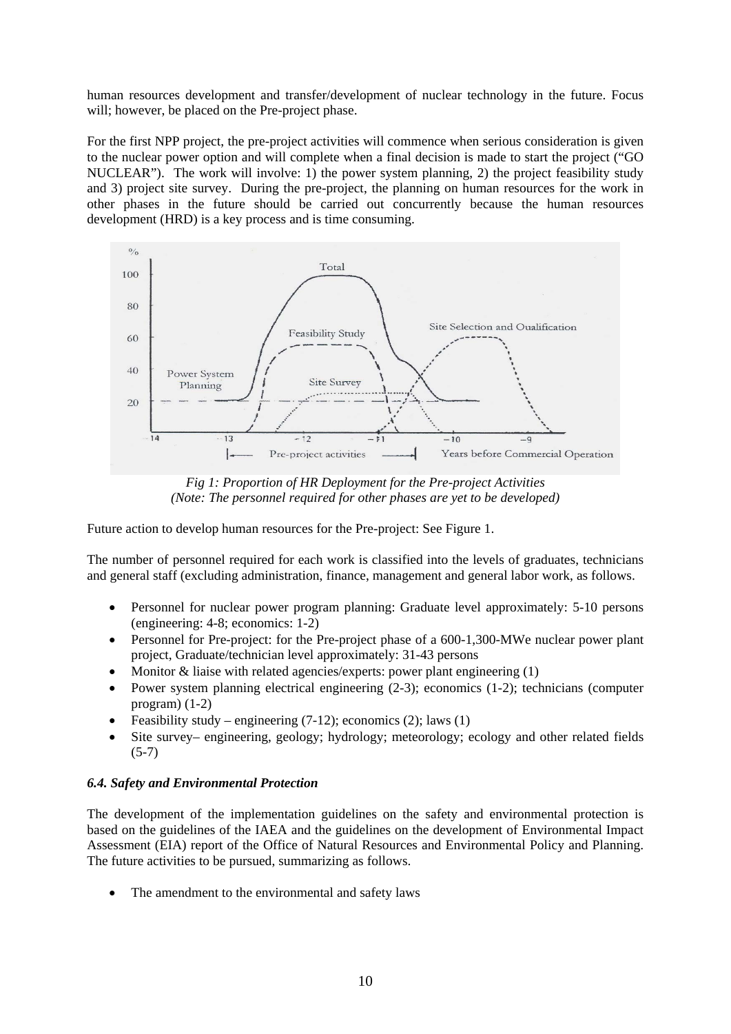human resources development and transfer/development of nuclear technology in the future. Focus will; however, be placed on the Pre-project phase.

For the first NPP project, the pre-project activities will commence when serious consideration is given to the nuclear power option and will complete when a final decision is made to start the project ("GO NUCLEAR"). The work will involve: 1) the power system planning, 2) the project feasibility study and 3) project site survey. During the pre-project, the planning on human resources for the work in other phases in the future should be carried out concurrently because the human resources development (HRD) is a key process and is time consuming.

*Fig 1: Proportion of HR Deployment for the Pre-project Activities*
*(Note: The personnel required for other phases are yet to be developed)*

Future action to develop human resources for the Pre-project: See Figure 1.

The number of personnel required for each work is classified into the levels of graduates, technicians and general staff (excluding administration, finance, management and general labor work, as follows.

- Personnel for nuclear power program planning: Graduate level approximately: 5-10 persons (engineering: 4-8; economics: 1-2)
- Personnel for Pre-project: for the Pre-project phase of a 600-1,300-MWe nuclear power plant project, Graduate/technician level approximately: 31-43 persons
- Monitor & liaise with related agencies/experts: power plant engineering (1)
- Power system planning electrical engineering (2-3); economics (1-2); technicians (computer program) (1-2)
- Feasibility study – engineering (7-12); economics (2); laws (1)
- Site survey– engineering, geology; hydrology; meteorology; ecology and other related fields (5-7)

#### *6.4. Safety and Environmental Protection*

The development of the implementation guidelines on the safety and environmental protection is based on the guidelines of the IAEA and the guidelines on the development of Environmental Impact Assessment (EIA) report of the Office of Natural Resources and Environmental Policy and Planning. The future activities to be pursued, summarizing as follows.

- The amendment to the environmental and safety laws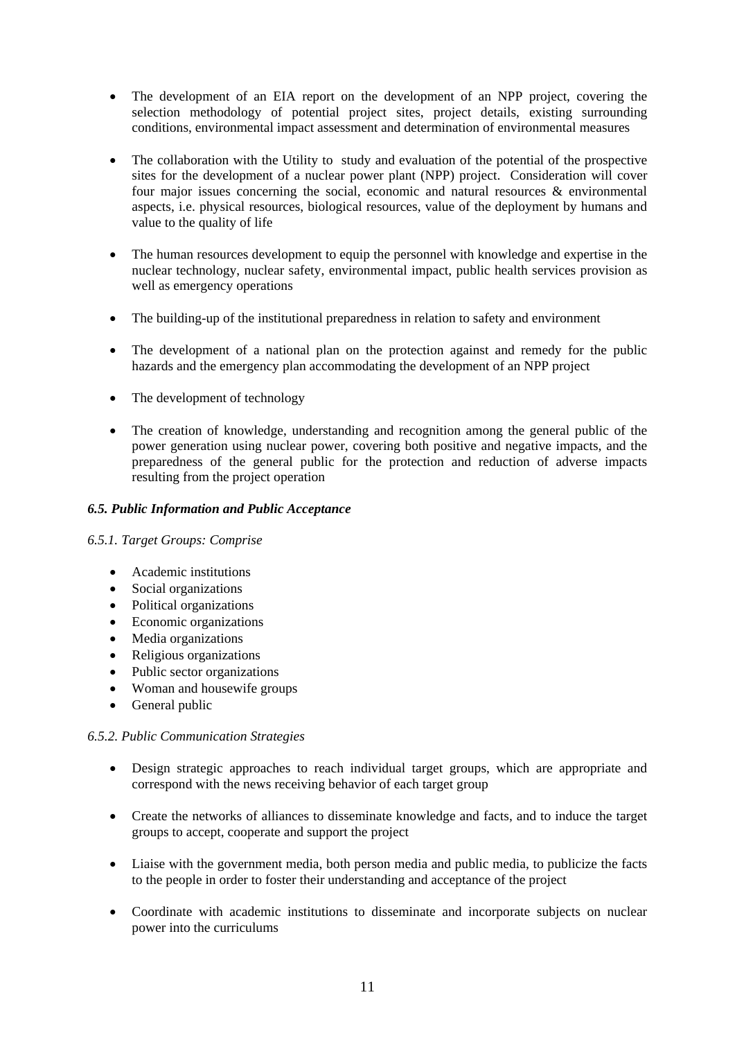- The development of an EIA report on the development of an NPP project, covering the selection methodology of potential project sites, project details, existing surrounding conditions, environmental impact assessment and determination of environmental measures

- The collaboration with the Utility to study and evaluation of the potential of the prospective sites for the development of a nuclear power plant (NPP) project. Consideration will cover four major issues concerning the social, economic and natural resources & environmental aspects, i.e. physical resources, biological resources, value of the deployment by humans and value to the quality of life

- The human resources development to equip the personnel with knowledge and expertise in the nuclear technology, nuclear safety, environmental impact, public health services provision as well as emergency operations

- The building-up of the institutional preparedness in relation to safety and environment

- The development of a national plan on the protection against and remedy for the public hazards and the emergency plan accommodating the development of an NPP project

- The development of technology

- The creation of knowledge, understanding and recognition among the general public of the power generation using nuclear power, covering both positive and negative impacts, and the preparedness of the general public for the protection and reduction of adverse impacts resulting from the project operation

### *6.5. Public Information and Public Acceptance*

#### *6.5.1. Target Groups: Comprise*

- Academic institutions
- Social organizations
- Political organizations
- Economic organizations
- Media organizations
- Religious organizations
- Public sector organizations
- Woman and housewife groups
- General public

#### *6.5.2. Public Communication Strategies*

- Design strategic approaches to reach individual target groups, which are appropriate and correspond with the news receiving behavior of each target group

- Create the networks of alliances to disseminate knowledge and facts, and to induce the target groups to accept, cooperate and support the project

- Liaise with the government media, both person media and public media, to publicize the facts to the people in order to foster their understanding and acceptance of the project

- Coordinate with academic institutions to disseminate and incorporate subjects on nuclear power into the curriculums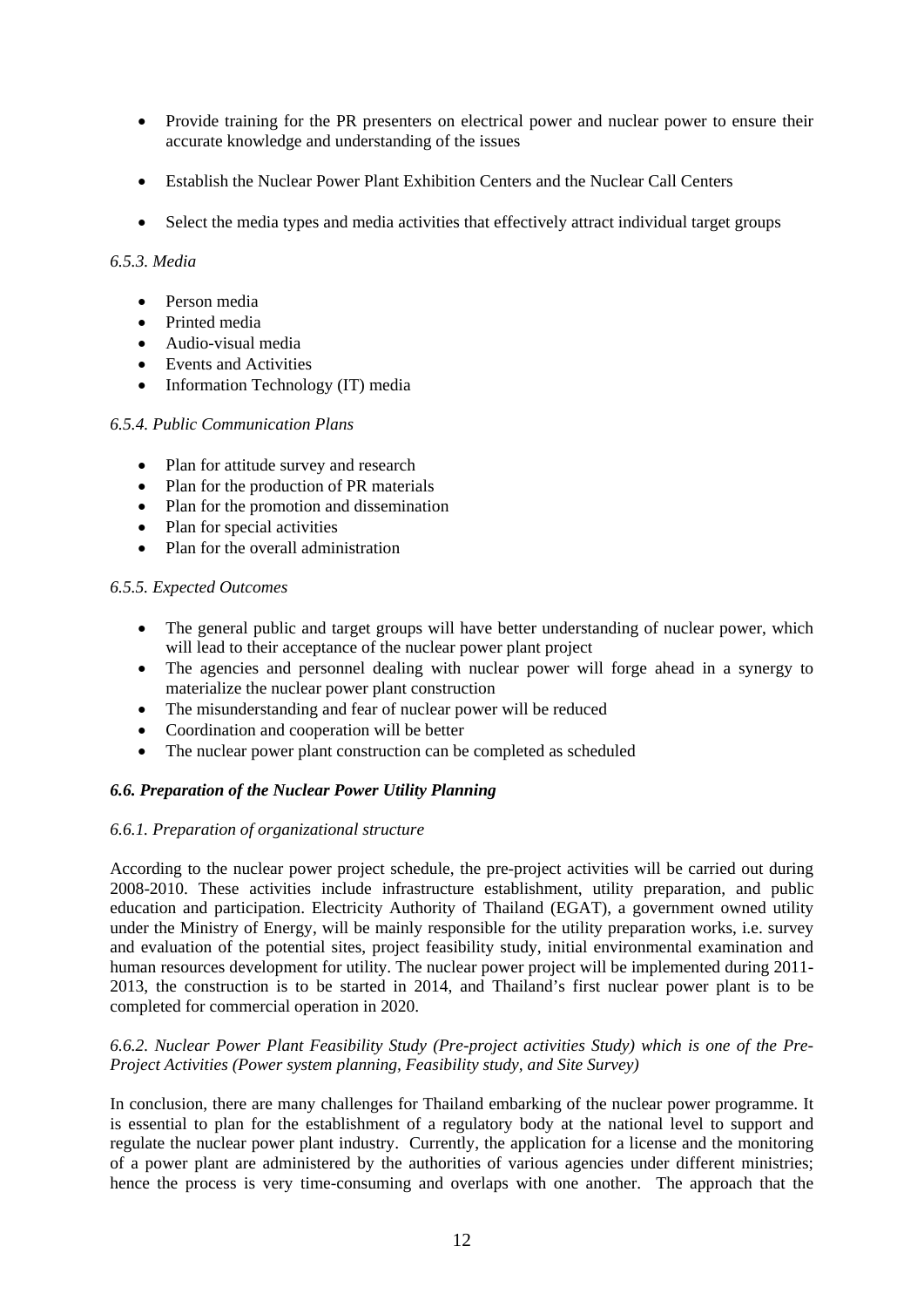- Provide training for the PR presenters on electrical power and nuclear power to ensure their accurate knowledge and understanding of the issues

- Establish the Nuclear Power Plant Exhibition Centers and the Nuclear Call Centers

- Select the media types and media activities that effectively attract individual target groups

*6.5.3. Media*

- Person media
- Printed media
- Audio-visual media
- Events and Activities
- Information Technology (IT) media

*6.5.4. Public Communication Plans*

- Plan for attitude survey and research
- Plan for the production of PR materials
- Plan for the promotion and dissemination
- Plan for special activities
- Plan for the overall administration

*6.5.5. Expected Outcomes*

- The general public and target groups will have better understanding of nuclear power, which will lead to their acceptance of the nuclear power plant project
- The agencies and personnel dealing with nuclear power will forge ahead in a synergy to materialize the nuclear power plant construction
- The misunderstanding and fear of nuclear power will be reduced
- Coordination and cooperation will be better
- The nuclear power plant construction can be completed as scheduled

***6.6. Preparation of the Nuclear Power Utility Planning***

*6.6.1. Preparation of organizational structure*

According to the nuclear power project schedule, the pre-project activities will be carried out during 2008-2010. These activities include infrastructure establishment, utility preparation, and public education and participation. Electricity Authority of Thailand (EGAT), a government owned utility under the Ministry of Energy, will be mainly responsible for the utility preparation works, i.e. survey and evaluation of the potential sites, project feasibility study, initial environmental examination and human resources development for utility. The nuclear power project will be implemented during 2011-2013, the construction is to be started in 2014, and Thailand's first nuclear power plant is to be completed for commercial operation in 2020.

*6.6.2. Nuclear Power Plant Feasibility Study (Pre-project activities Study) which is one of the Pre-Project Activities (Power system planning, Feasibility study, and Site Survey)*

In conclusion, there are many challenges for Thailand embarking of the nuclear power programme. It is essential to plan for the establishment of a regulatory body at the national level to support and regulate the nuclear power plant industry. Currently, the application for a license and the monitoring of a power plant are administered by the authorities of various agencies under different ministries; hence the process is very time-consuming and overlaps with one another. The approach that the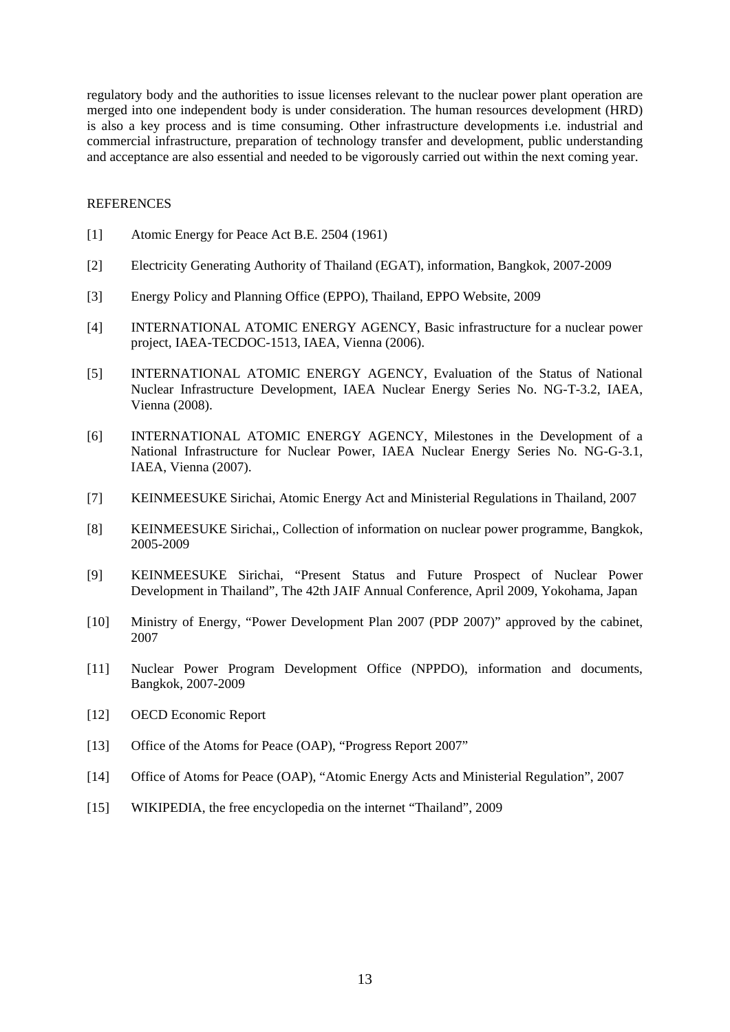regulatory body and the authorities to issue licenses relevant to the nuclear power plant operation are merged into one independent body is under consideration. The human resources development (HRD) is also a key process and is time consuming. Other infrastructure developments i.e. industrial and commercial infrastructure, preparation of technology transfer and development, public understanding and acceptance are also essential and needed to be vigorously carried out within the next coming year.

## REFERENCES

[1] Atomic Energy for Peace Act B.E. 2504 (1961)

[2] Electricity Generating Authority of Thailand (EGAT), information, Bangkok, 2007-2009

[3] Energy Policy and Planning Office (EPPO), Thailand, EPPO Website, 2009

[4] INTERNATIONAL ATOMIC ENERGY AGENCY, Basic infrastructure for a nuclear power project, IAEA-TECDOC-1513, IAEA, Vienna (2006).

[5] INTERNATIONAL ATOMIC ENERGY AGENCY, Evaluation of the Status of National Nuclear Infrastructure Development, IAEA Nuclear Energy Series No. NG-T-3.2, IAEA, Vienna (2008).

[6] INTERNATIONAL ATOMIC ENERGY AGENCY, Milestones in the Development of a National Infrastructure for Nuclear Power, IAEA Nuclear Energy Series No. NG-G-3.1, IAEA, Vienna (2007).

[7] KEINMEESUKE Sirichai, Atomic Energy Act and Ministerial Regulations in Thailand, 2007

[8] KEINMEESUKE Sirichai,, Collection of information on nuclear power programme, Bangkok, 2005-2009

[9] KEINMEESUKE Sirichai, "Present Status and Future Prospect of Nuclear Power Development in Thailand", The 42th JAIF Annual Conference, April 2009, Yokohama, Japan

[10] Ministry of Energy, "Power Development Plan 2007 (PDP 2007)" approved by the cabinet, 2007

[11] Nuclear Power Program Development Office (NPPDO), information and documents, Bangkok, 2007-2009

[12] OECD Economic Report

[13] Office of the Atoms for Peace (OAP), "Progress Report 2007"

[14] Office of Atoms for Peace (OAP), "Atomic Energy Acts and Ministerial Regulation", 2007

[15] WIKIPEDIA, the free encyclopedia on the internet "Thailand", 2009